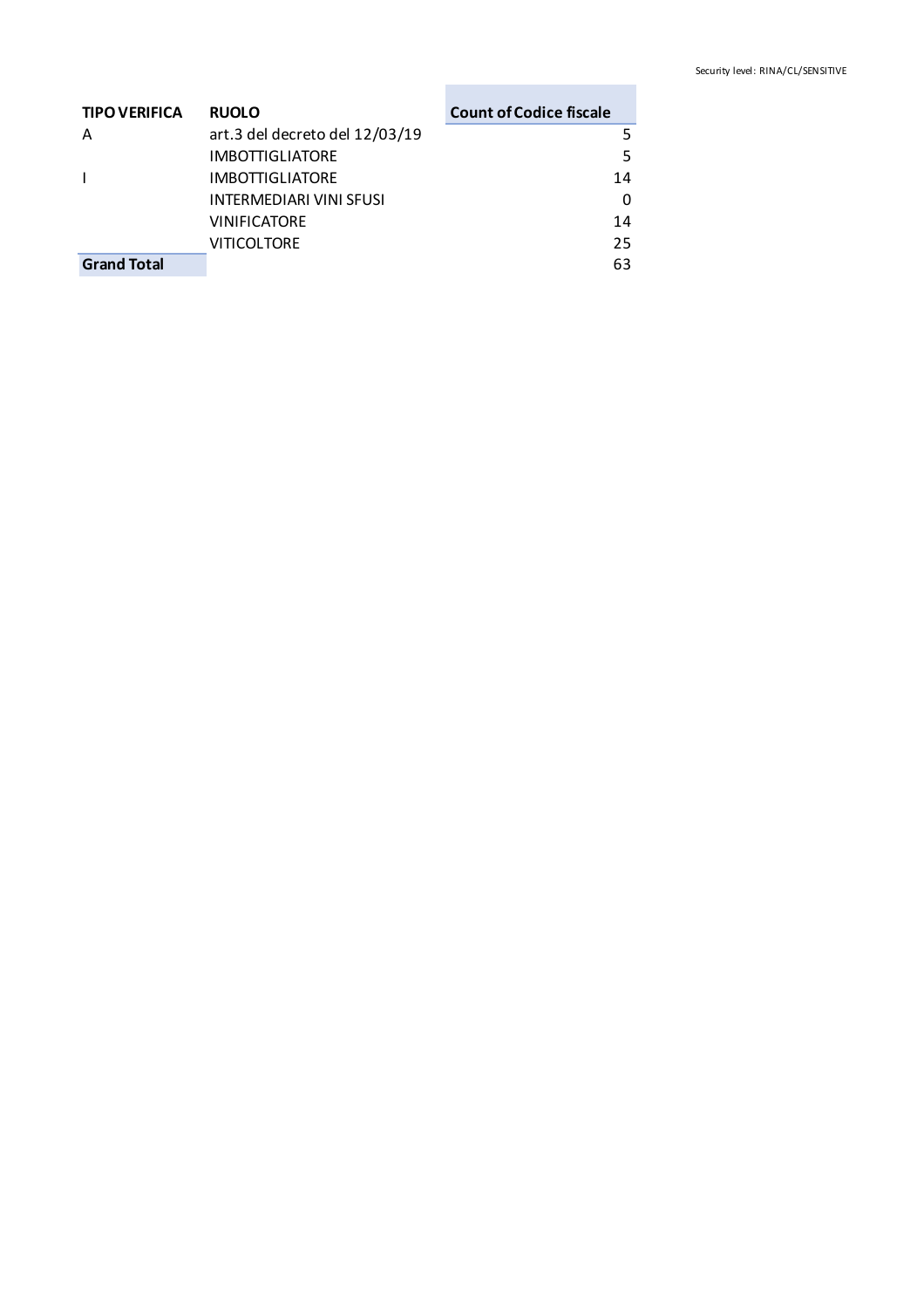| TIPO VERIFICA | RUOLO | Count of Codice fiscale |
|---|---|---|
| A | art.3 del decreto del 12/03/19 | 5 |
| | IMBOTTIGLIATORE | 5 |
| I | IMBOTTIGLIATORE | 14 |
| | INTERMEDIARI VINI SFUSI | 0 |
| | VINIFICATORE | 14 |
| | VITICOLTORE | 25 |
| **Grand Total** | | 63 |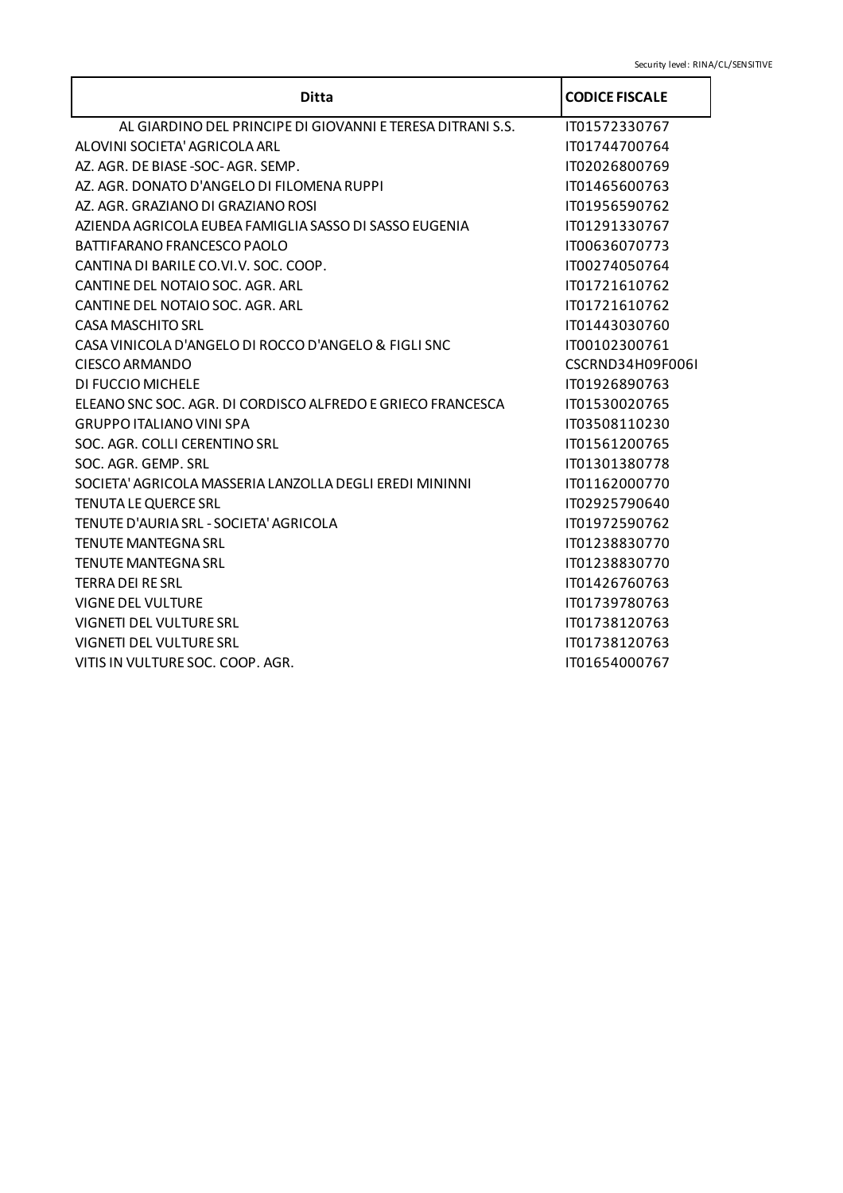| Ditta | CODICE FISCALE |
| --- | --- |
| AL GIARDINO DEL PRINCIPE DI GIOVANNI E TERESA DITRANI S.S. | IT01572330767 |
| ALOVINI SOCIETA' AGRICOLA ARL | IT01744700764 |
| AZ. AGR. DE BIASE -SOC- AGR. SEMP. | IT02026800769 |
| AZ. AGR. DONATO D'ANGELO DI FILOMENA RUPPI | IT01465600763 |
| AZ. AGR. GRAZIANO DI GRAZIANO ROSI | IT01956590762 |
| AZIENDA AGRICOLA EUBEA FAMIGLIA SASSO DI SASSO EUGENIA | IT01291330767 |
| BATTIFARANO FRANCESCO PAOLO | IT00636070773 |
| CANTINA DI BARILE CO.VI.V. SOC. COOP. | IT00274050764 |
| CANTINE DEL NOTAIO SOC. AGR. ARL | IT01721610762 |
| CANTINE DEL NOTAIO SOC. AGR. ARL | IT01721610762 |
| CASA MASCHITO SRL | IT01443030760 |
| CASA VINICOLA D'ANGELO DI ROCCO D'ANGELO & FIGLI SNC | IT00102300761 |
| CIESCO ARMANDO | CSCRND34H09F006I |
| DI FUCCIO MICHELE | IT01926890763 |
| ELEANO SNC SOC. AGR. DI CORDISCO ALFREDO E GRIECO FRANCESCA | IT01530020765 |
| GRUPPO ITALIANO VINI SPA | IT03508110230 |
| SOC. AGR. COLLI CERENTINO SRL | IT01561200765 |
| SOC. AGR. GEMP. SRL | IT01301380778 |
| SOCIETA' AGRICOLA MASSERIA LANZOLLA DEGLI EREDI MININNI | IT01162000770 |
| TENUTA LE QUERCE SRL | IT02925790640 |
| TENUTE D'AURIA SRL - SOCIETA' AGRICOLA | IT01972590762 |
| TENUTE MANTEGNA SRL | IT01238830770 |
| TENUTE MANTEGNA SRL | IT01238830770 |
| TERRA DEI RE SRL | IT01426760763 |
| VIGNE DEL VULTURE | IT01739780763 |
| VIGNETI DEL VULTURE SRL | IT01738120763 |
| VIGNETI DEL VULTURE SRL | IT01738120763 |
| VITIS IN VULTURE SOC. COOP. AGR. | IT01654000767 |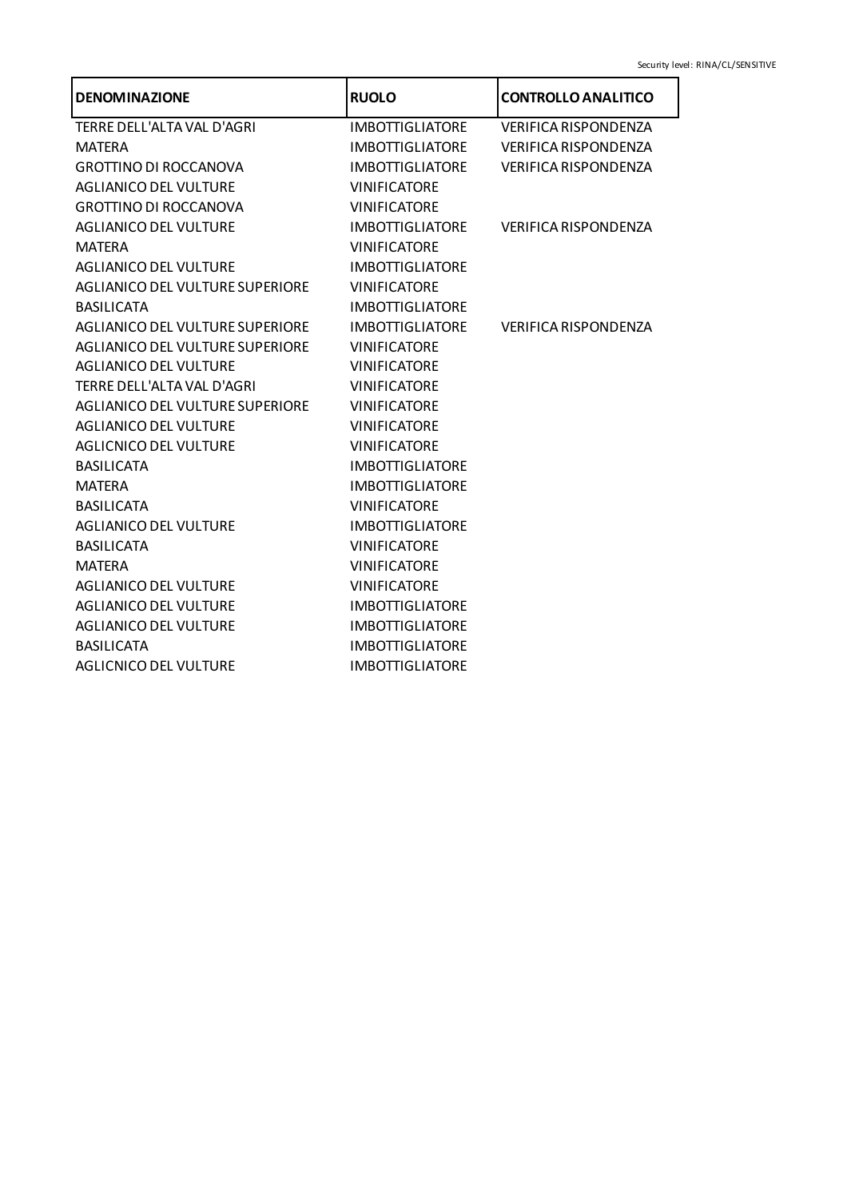| DENOMINAZIONE | RUOLO | CONTROLLO ANALITICO |
| --- | --- | --- |
| TERRE DELL'ALTA VAL D'AGRI | IMBOTTIGLIATORE | VERIFICA RISPONDENZA |
| MATERA | IMBOTTIGLIATORE | VERIFICA RISPONDENZA |
| GROTTINO DI ROCCANOVA | IMBOTTIGLIATORE | VERIFICA RISPONDENZA |
| AGLIANICO DEL VULTURE | VINIFICATORE | |
| GROTTINO DI ROCCANOVA | VINIFICATORE | |
| AGLIANICO DEL VULTURE | IMBOTTIGLIATORE | VERIFICA RISPONDENZA |
| MATERA | VINIFICATORE | |
| AGLIANICO DEL VULTURE | IMBOTTIGLIATORE | |
| AGLIANICO DEL VULTURE SUPERIORE | VINIFICATORE | |
| BASILICATA | IMBOTTIGLIATORE | |
| AGLIANICO DEL VULTURE SUPERIORE | IMBOTTIGLIATORE | VERIFICA RISPONDENZA |
| AGLIANICO DEL VULTURE SUPERIORE | VINIFICATORE | |
| AGLIANICO DEL VULTURE | VINIFICATORE | |
| TERRE DELL'ALTA VAL D'AGRI | VINIFICATORE | |
| AGLIANICO DEL VULTURE SUPERIORE | VINIFICATORE | |
| AGLIANICO DEL VULTURE | VINIFICATORE | |
| AGLICNICO DEL VULTURE | VINIFICATORE | |
| BASILICATA | IMBOTTIGLIATORE | |
| MATERA | IMBOTTIGLIATORE | |
| BASILICATA | VINIFICATORE | |
| AGLIANICO DEL VULTURE | IMBOTTIGLIATORE | |
| BASILICATA | VINIFICATORE | |
| MATERA | VINIFICATORE | |
| AGLIANICO DEL VULTURE | VINIFICATORE | |
| AGLIANICO DEL VULTURE | IMBOTTIGLIATORE | |
| AGLIANICO DEL VULTURE | IMBOTTIGLIATORE | |
| BASILICATA | IMBOTTIGLIATORE | |
| AGLICNICO DEL VULTURE | IMBOTTIGLIATORE | |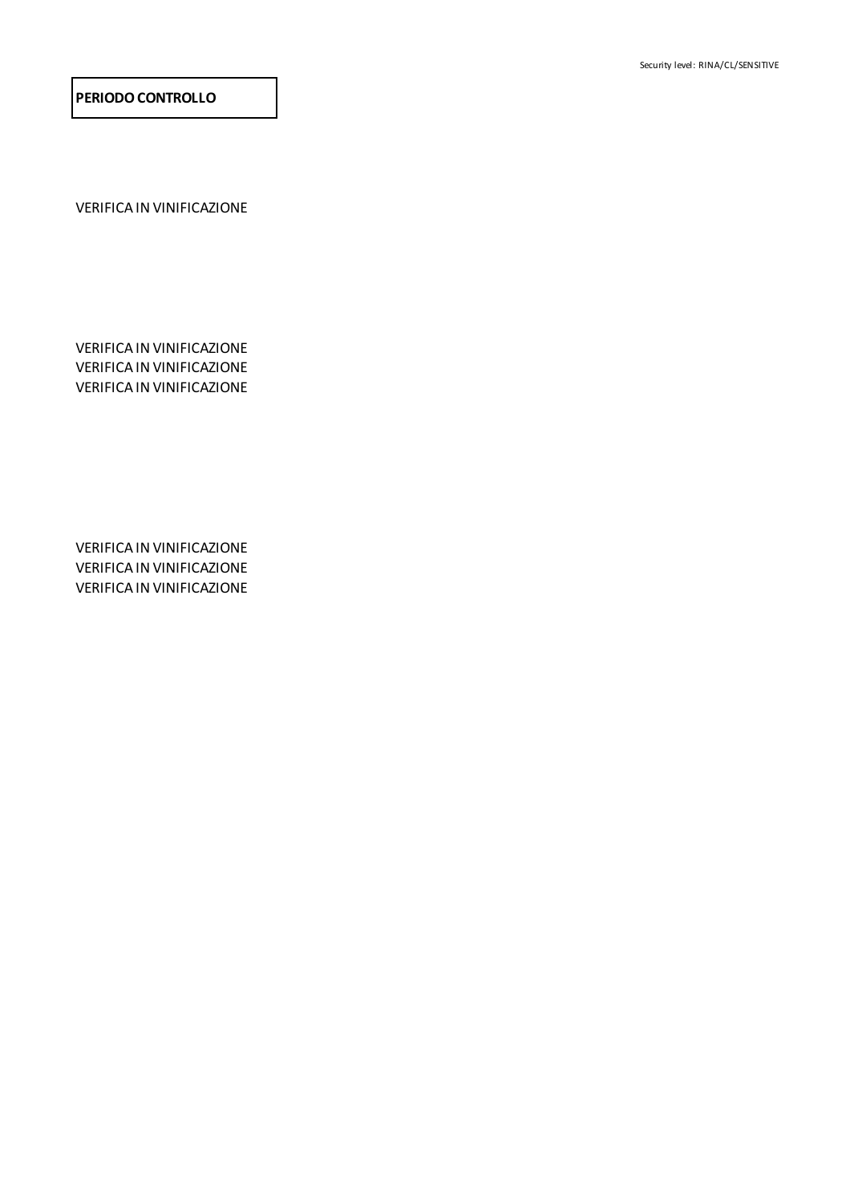**PERIODO CONTROLLO**

VERIFICA IN VINIFICAZIONE

VERIFICA IN VINIFICAZIONE
VERIFICA IN VINIFICAZIONE
VERIFICA IN VINIFICAZIONE

VERIFICA IN VINIFICAZIONE
VERIFICA IN VINIFICAZIONE
VERIFICA IN VINIFICAZIONE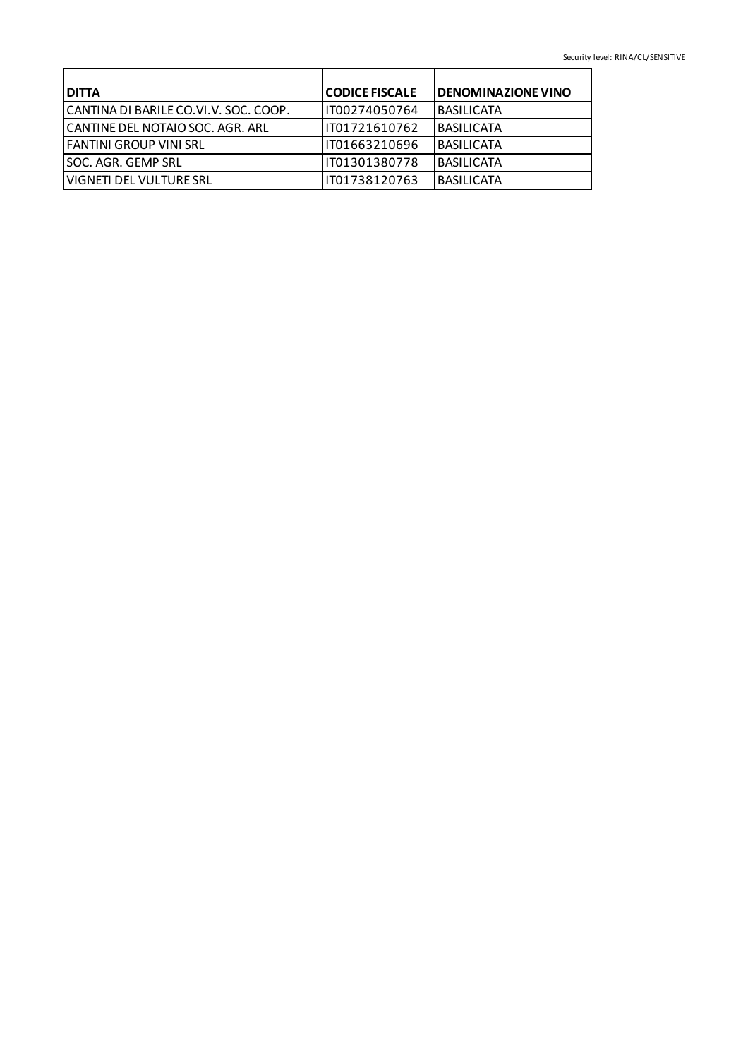| DITTA | CODICE FISCALE | DENOMINAZIONE VINO |
|---|---|---|
| CANTINA DI BARILE CO.VI.V. SOC. COOP. | IT00274050764 | BASILICATA |
| CANTINE DEL NOTAIO SOC. AGR. ARL | IT01721610762 | BASILICATA |
| FANTINI GROUP VINI SRL | IT01663210696 | BASILICATA |
| SOC. AGR. GEMP SRL | IT01301380778 | BASILICATA |
| VIGNETI DEL VULTURE SRL | IT01738120763 | BASILICATA |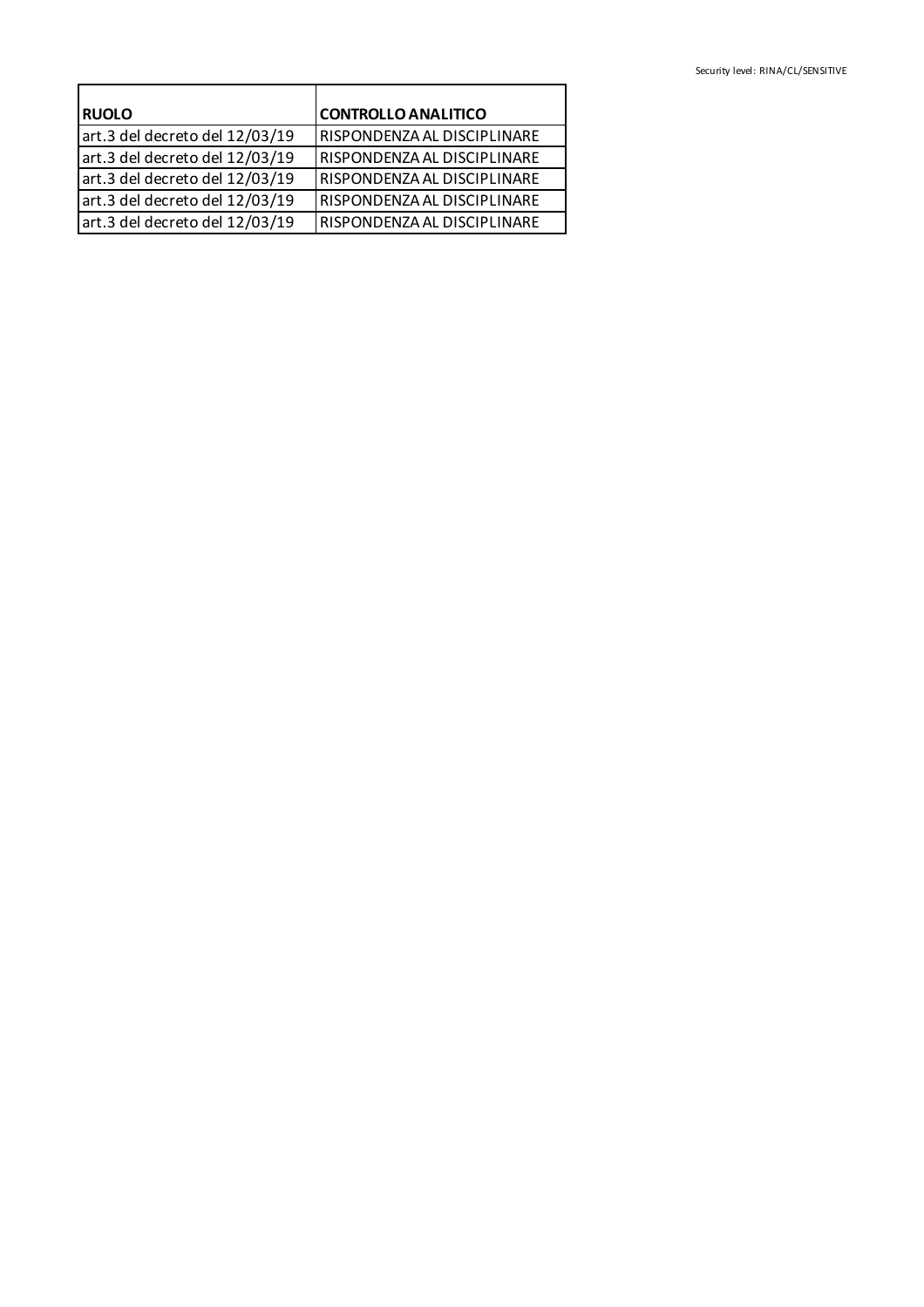| RUOLO | CONTROLLO ANALITICO |
| --- | --- |
| art.3 del decreto del 12/03/19 | RISPONDENZA AL DISCIPLINARE |
| art.3 del decreto del 12/03/19 | RISPONDENZA AL DISCIPLINARE |
| art.3 del decreto del 12/03/19 | RISPONDENZA AL DISCIPLINARE |
| art.3 del decreto del 12/03/19 | RISPONDENZA AL DISCIPLINARE |
| art.3 del decreto del 12/03/19 | RISPONDENZA AL DISCIPLINARE |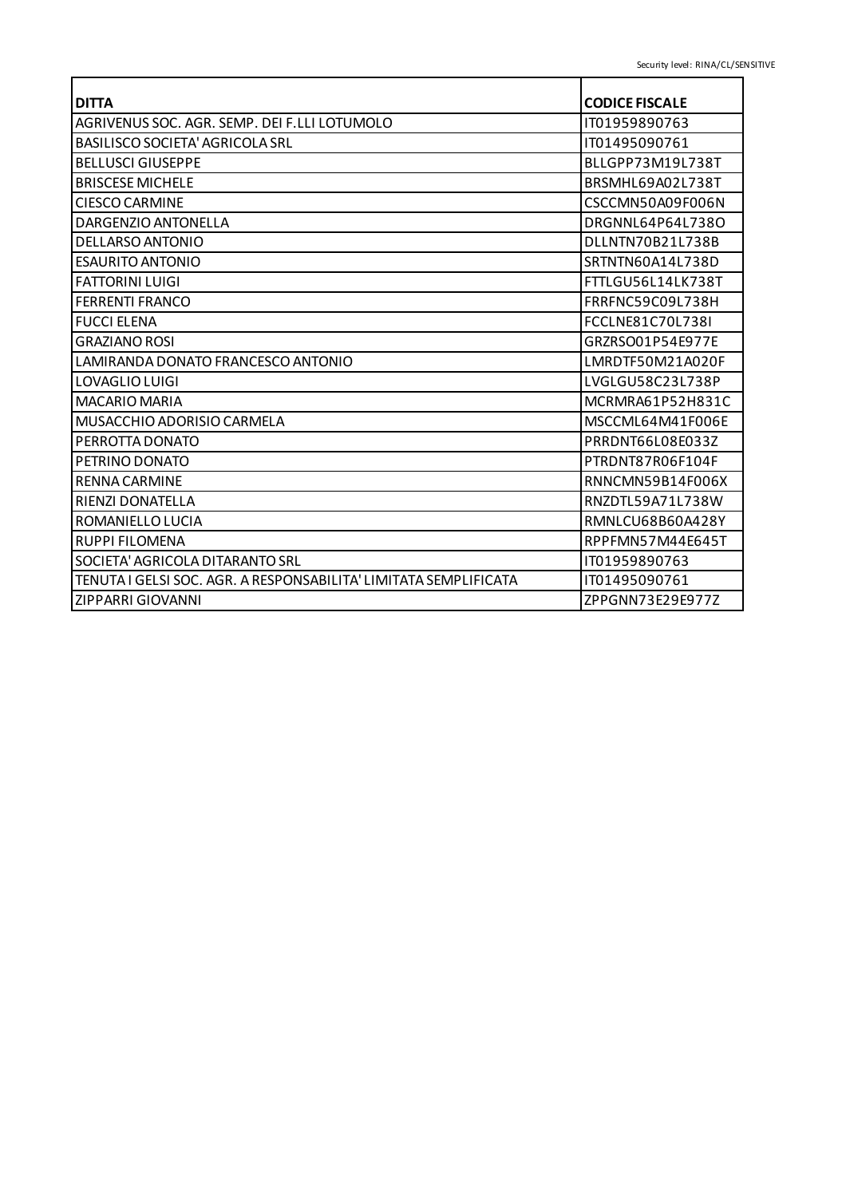| DITTA | CODICE FISCALE |
|---|---|
| AGRIVENUS SOC. AGR. SEMP. DEI F.LLI LOTUMOLO | IT01959890763 |
| BASILISCO SOCIETA' AGRICOLA SRL | IT01495090761 |
| BELLUSCI GIUSEPPE | BLLGPP73M19L738T |
| BRISCESE MICHELE | BRSMHL69A02L738T |
| CIESCO CARMINE | CSCCMN50A09F006N |
| DARGENZIO ANTONELLA | DRGNNL64P64L738O |
| DELLARSO ANTONIO | DLLNTN70B21L738B |
| ESAURITO ANTONIO | SRTNTN60A14L738D |
| FATTORINI LUIGI | FTTLGU56L14LK738T |
| FERRENTI FRANCO | FRRFNC59C09L738H |
| FUCCI ELENA | FCCLNE81C70L738I |
| GRAZIANO ROSI | GRZRSO01P54E977E |
| LAMIRANDA DONATO FRANCESCO ANTONIO | LMRDTF50M21A020F |
| LOVAGLIO LUIGI | LVGLGU58C23L738P |
| MACARIO MARIA | MCRMRA61P52H831C |
| MUSACCHIO ADORISIO CARMELA | MSCCML64M41F006E |
| PERROTTA DONATO | PRRDNT66L08E033Z |
| PETRINO DONATO | PTRDNT87R06F104F |
| RENNA CARMINE | RNNCMN59B14F006X |
| RIENZI DONATELLA | RNZDTL59A71L738W |
| ROMANIELLO LUCIA | RMNLCU68B60A428Y |
| RUPPI FILOMENA | RPPFMN57M44E645T |
| SOCIETA' AGRICOLA DITARANTO SRL | IT01959890763 |
| TENUTA I GELSI SOC. AGR. A RESPONSABILITA' LIMITATA SEMPLIFICATA | IT01495090761 |
| ZIPPARRI GIOVANNI | ZPPGNN73E29E977Z |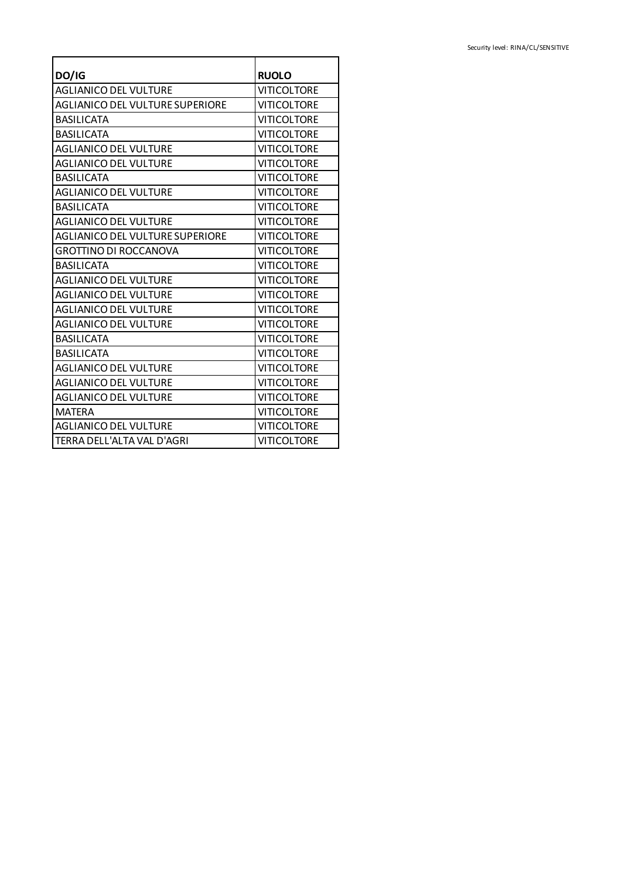| DO/IG | RUOLO |
|---|---|
| AGLIANICO DEL VULTURE | VITICOLTORE |
| AGLIANICO DEL VULTURE SUPERIORE | VITICOLTORE |
| BASILICATA | VITICOLTORE |
| BASILICATA | VITICOLTORE |
| AGLIANICO DEL VULTURE | VITICOLTORE |
| AGLIANICO DEL VULTURE | VITICOLTORE |
| BASILICATA | VITICOLTORE |
| AGLIANICO DEL VULTURE | VITICOLTORE |
| BASILICATA | VITICOLTORE |
| AGLIANICO DEL VULTURE | VITICOLTORE |
| AGLIANICO DEL VULTURE SUPERIORE | VITICOLTORE |
| GROTTINO DI ROCCANOVA | VITICOLTORE |
| BASILICATA | VITICOLTORE |
| AGLIANICO DEL VULTURE | VITICOLTORE |
| AGLIANICO DEL VULTURE | VITICOLTORE |
| AGLIANICO DEL VULTURE | VITICOLTORE |
| AGLIANICO DEL VULTURE | VITICOLTORE |
| BASILICATA | VITICOLTORE |
| BASILICATA | VITICOLTORE |
| AGLIANICO DEL VULTURE | VITICOLTORE |
| AGLIANICO DEL VULTURE | VITICOLTORE |
| AGLIANICO DEL VULTURE | VITICOLTORE |
| MATERA | VITICOLTORE |
| AGLIANICO DEL VULTURE | VITICOLTORE |
| TERRA DELL'ALTA VAL D'AGRI | VITICOLTORE |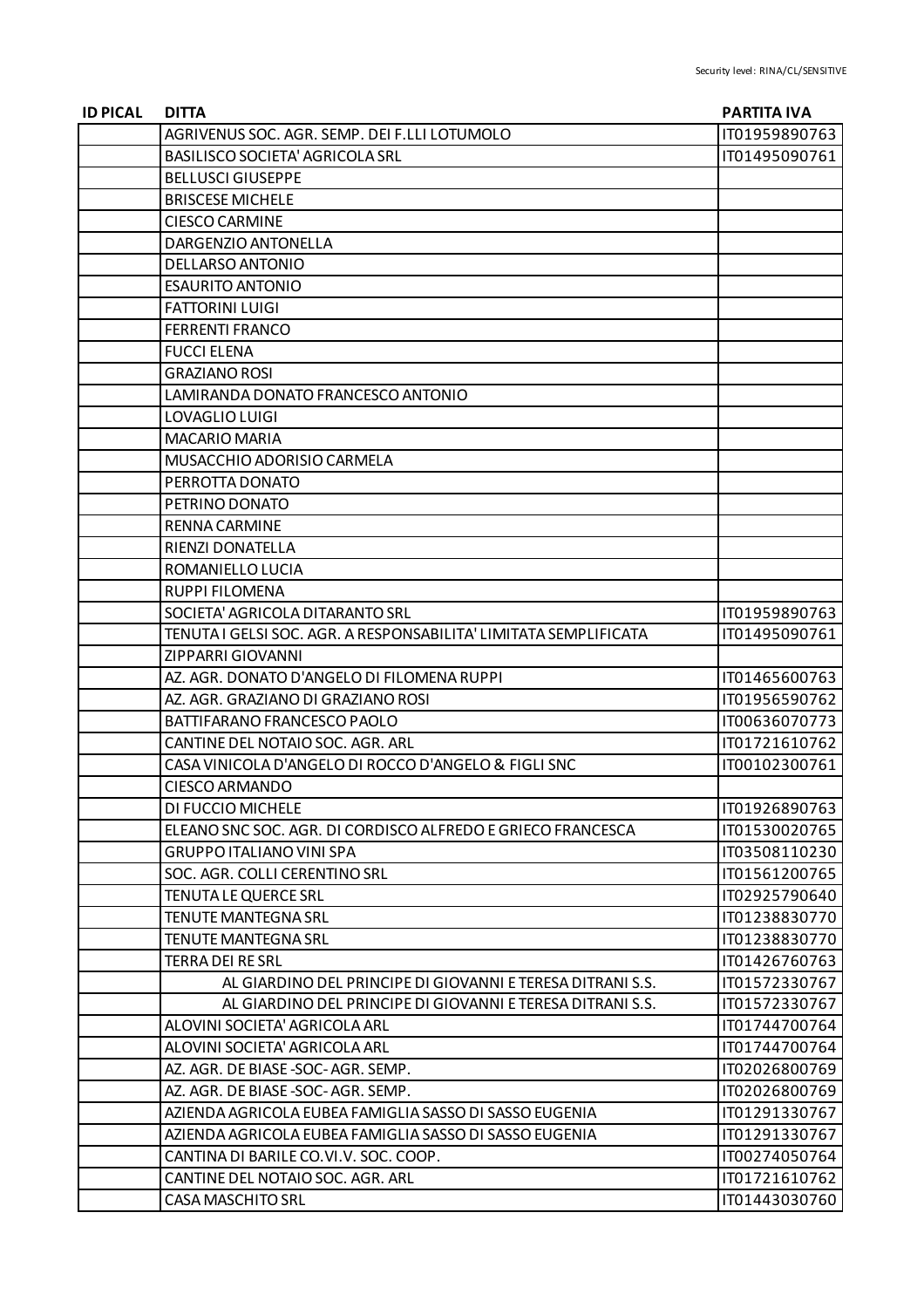| ID PICAL | DITTA | PARTITA IVA |
|---|---|---|
| | AGRIVENUS SOC. AGR. SEMP. DEI F.LLI LOTUMOLO | IT01959890763 |
| | BASILISCO SOCIETA' AGRICOLA SRL | IT01495090761 |
| | BELLUSCI GIUSEPPE | |
| | BRISCESE MICHELE | |
| | CIESCO CARMINE | |
| | DARGENZIO ANTONELLA | |
| | DELLARSO ANTONIO | |
| | ESAURITO ANTONIO | |
| | FATTORINI LUIGI | |
| | FERRENTI FRANCO | |
| | FUCCI ELENA | |
| | GRAZIANO ROSI | |
| | LAMIRANDA DONATO FRANCESCO ANTONIO | |
| | LOVAGLIO LUIGI | |
| | MACARIO MARIA | |
| | MUSACCHIO ADORISIO CARMELA | |
| | PERROTTA DONATO | |
| | PETRINO DONATO | |
| | RENNA CARMINE | |
| | RIENZI DONATELLA | |
| | ROMANIELLO LUCIA | |
| | RUPPI FILOMENA | |
| | SOCIETA' AGRICOLA DITARANTO SRL | IT01959890763 |
| | TENUTA I GELSI SOC. AGR. A RESPONSABILITA' LIMITATA SEMPLIFICATA | IT01495090761 |
| | ZIPPARRI GIOVANNI | |
| | AZ. AGR. DONATO D'ANGELO DI FILOMENA RUPPI | IT01465600763 |
| | AZ. AGR. GRAZIANO DI GRAZIANO ROSI | IT01956590762 |
| | BATTIFARANO FRANCESCO PAOLO | IT00636070773 |
| | CANTINE DEL NOTAIO SOC. AGR. ARL | IT01721610762 |
| | CASA VINICOLA D'ANGELO DI ROCCO D'ANGELO & FIGLI SNC | IT00102300761 |
| | CIESCO ARMANDO | |
| | DI FUCCIO MICHELE | IT01926890763 |
| | ELEANO SNC SOC. AGR. DI CORDISCO ALFREDO E GRIECO FRANCESCA | IT01530020765 |
| | GRUPPO ITALIANO VINI SPA | IT03508110230 |
| | SOC. AGR. COLLI CERENTINO SRL | IT01561200765 |
| | TENUTA LE QUERCE SRL | IT02925790640 |
| | TENUTE MANTEGNA SRL | IT01238830770 |
| | TENUTE MANTEGNA SRL | IT01238830770 |
| | TERRA DEI RE SRL | IT01426760763 |
| | AL GIARDINO DEL PRINCIPE DI GIOVANNI E TERESA DITRANI S.S. | IT01572330767 |
| | AL GIARDINO DEL PRINCIPE DI GIOVANNI E TERESA DITRANI S.S. | IT01572330767 |
| | ALOVINI SOCIETA' AGRICOLA ARL | IT01744700764 |
| | ALOVINI SOCIETA' AGRICOLA ARL | IT01744700764 |
| | AZ. AGR. DE BIASE -SOC- AGR. SEMP. | IT02026800769 |
| | AZ. AGR. DE BIASE -SOC- AGR. SEMP. | IT02026800769 |
| | AZIENDA AGRICOLA EUBEA FAMIGLIA SASSO DI SASSO EUGENIA | IT01291330767 |
| | AZIENDA AGRICOLA EUBEA FAMIGLIA SASSO DI SASSO EUGENIA | IT01291330767 |
| | CANTINA DI BARILE CO.VI.V. SOC. COOP. | IT00274050764 |
| | CANTINE DEL NOTAIO SOC. AGR. ARL | IT01721610762 |
| | CASA MASCHITO SRL | IT01443030760 |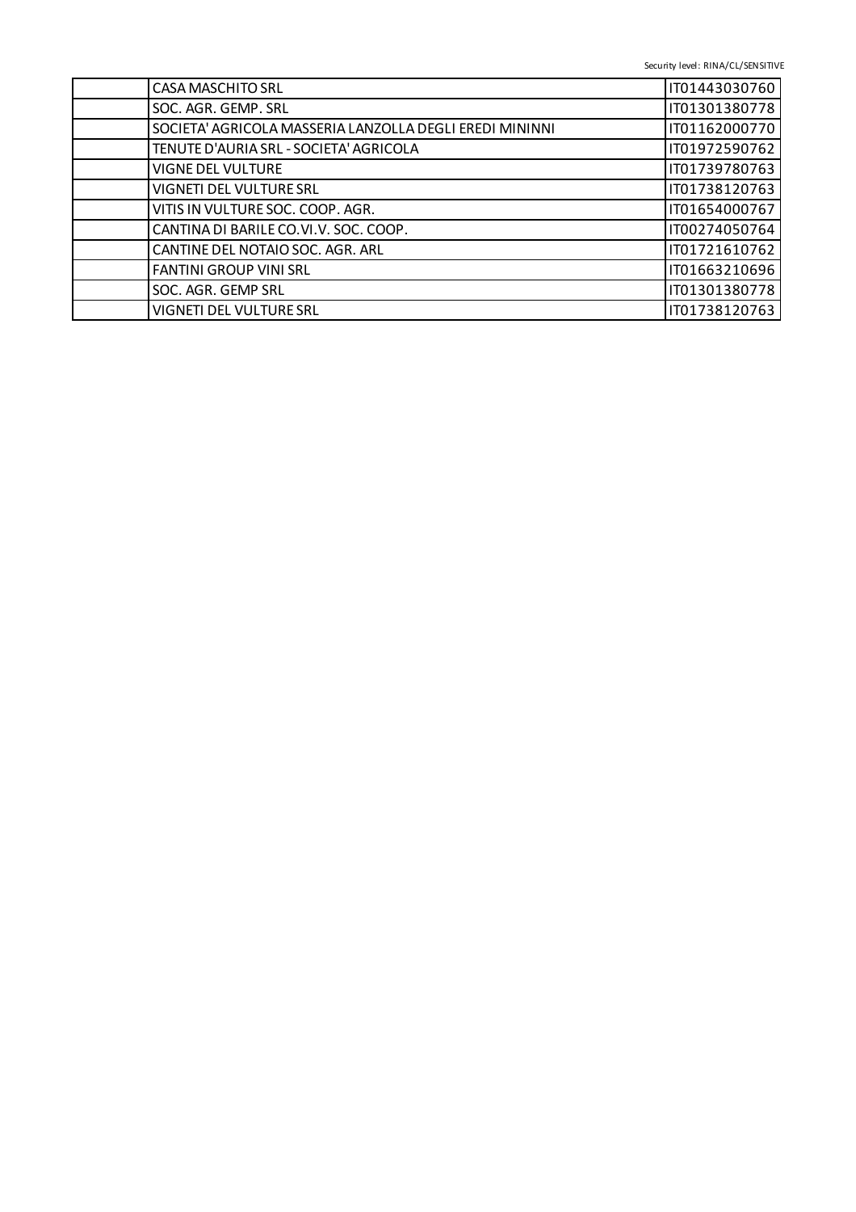| | | |
|---|---|---|
| | CASA MASCHITO SRL | IT01443030760 |
| | SOC. AGR. GEMP. SRL | IT01301380778 |
| | SOCIETA' AGRICOLA MASSERIA LANZOLLA DEGLI EREDI MININNI | IT01162000770 |
| | TENUTE D'AURIA SRL - SOCIETA' AGRICOLA | IT01972590762 |
| | VIGNE DEL VULTURE | IT01739780763 |
| | VIGNETI DEL VULTURE SRL | IT01738120763 |
| | VITIS IN VULTURE SOC. COOP. AGR. | IT01654000767 |
| | CANTINA DI BARILE CO.VI.V. SOC. COOP. | IT00274050764 |
| | CANTINE DEL NOTAIO SOC. AGR. ARL | IT01721610762 |
| | FANTINI GROUP VINI SRL | IT01663210696 |
| | SOC. AGR. GEMP SRL | IT01301380778 |
| | VIGNETI DEL VULTURE SRL | IT01738120763 |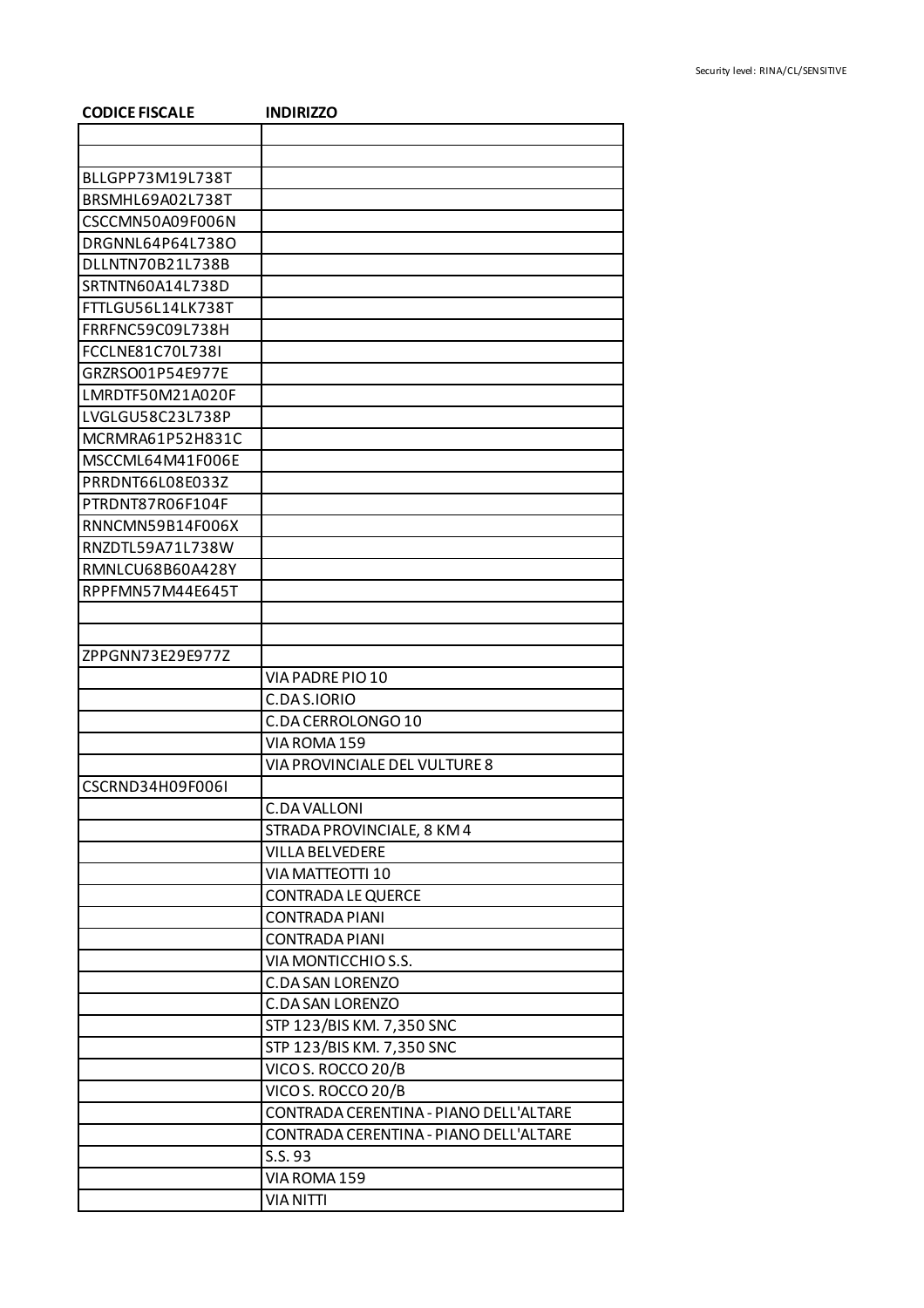| CODICE FISCALE | INDIRIZZO |
|---|---|
| | |
| | |
| BLLGPP73M19L738T | |
| BRSMHL69A02L738T | |
| CSCCMN50A09F006N | |
| DRGNNL64P64L738O | |
| DLLNTN70B21L738B | |
| SRTNTN60A14L738D | |
| FTTLGU56L14LK738T | |
| FRRFNC59C09L738H | |
| FCCLNE81C70L738I | |
| GRZRSO01P54E977E | |
| LMRDTF50M21A020F | |
| LVGLGU58C23L738P | |
| MCRMRA61P52H831C | |
| MSCCML64M41F006E | |
| PRRDNT66L08E033Z | |
| PTRDNT87R06F104F | |
| RNNCMN59B14F006X | |
| RNZDTL59A71L738W | |
| RMNLCU68B60A428Y | |
| RPPFMN57M44E645T | |
| | |
| | |
| ZPPGNN73E29E977Z | |
| | VIA PADRE PIO 10 |
| | C.DA S.IORIO |
| | C.DA CERROLONGO 10 |
| | VIA ROMA 159 |
| | VIA PROVINCIALE DEL VULTURE 8 |
| CSCRND34H09F006I | |
| | C.DA VALLONI |
| | STRADA PROVINCIALE, 8 KM 4 |
| | VILLA BELVEDERE |
| | VIA MATTEOTTI 10 |
| | CONTRADA LE QUERCE |
| | CONTRADA PIANI |
| | CONTRADA PIANI |
| | VIA MONTICCHIO S.S. |
| | C.DA SAN LORENZO |
| | C.DA SAN LORENZO |
| | STP 123/BIS KM. 7,350 SNC |
| | STP 123/BIS KM. 7,350 SNC |
| | VICO S. ROCCO 20/B |
| | VICO S. ROCCO 20/B |
| | CONTRADA CERENTINA - PIANO DELL'ALTARE |
| | CONTRADA CERENTINA - PIANO DELL'ALTARE |
| | S.S. 93 |
| | VIA ROMA 159 |
| | VIA NITTI |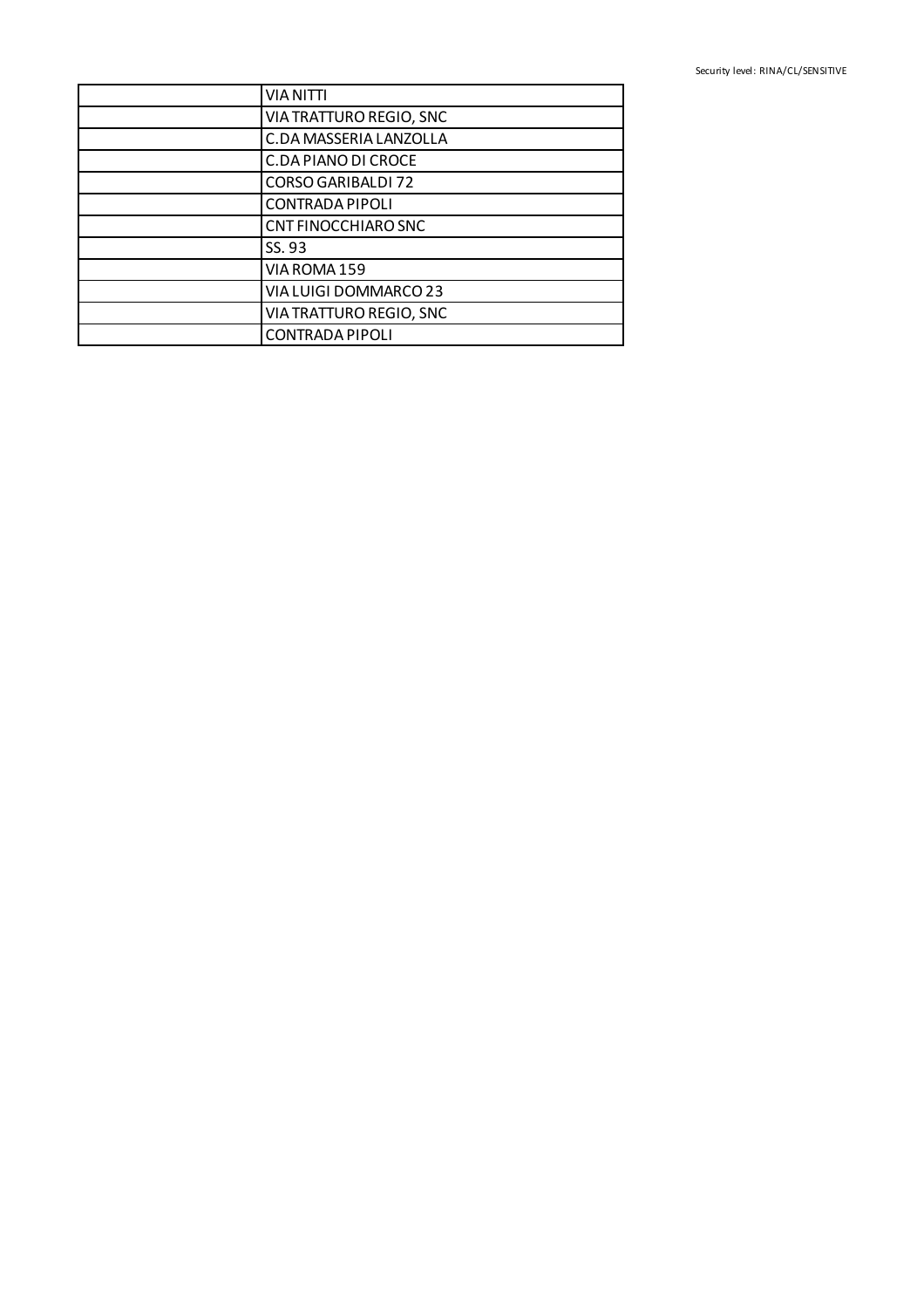| | |
|---|---|
| | VIA NITTI |
| | VIA TRATTURO REGIO, SNC |
| | C.DA MASSERIA LANZOLLA |
| | C.DA PIANO DI CROCE |
| | CORSO GARIBALDI 72 |
| | CONTRADA PIPOLI |
| | CNT FINOCCHIARO SNC |
| | SS. 93 |
| | VIA ROMA 159 |
| | VIA LUIGI DOMMARCO 23 |
| | VIA TRATTURO REGIO, SNC |
| | CONTRADA PIPOLI |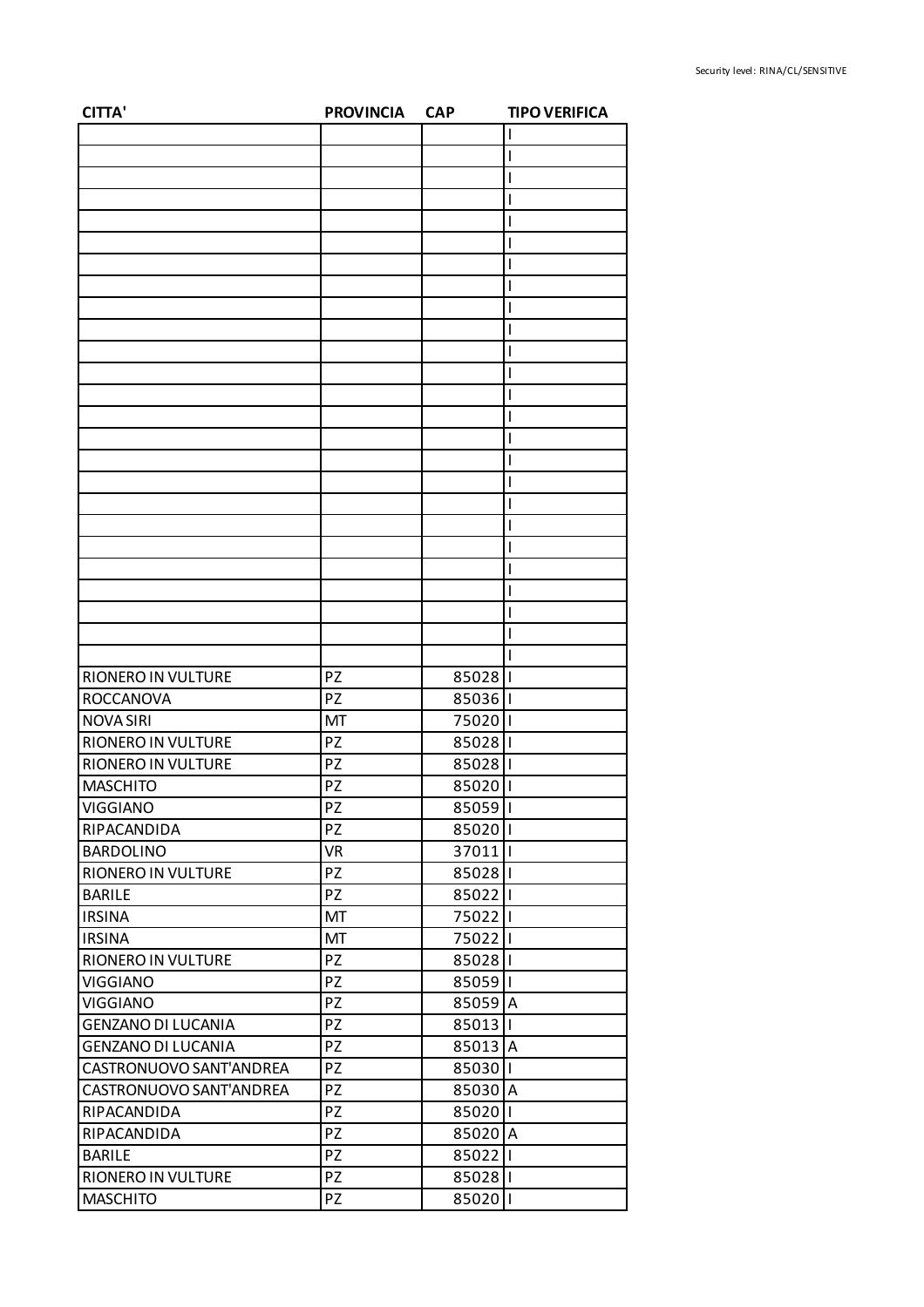| CITTA' | PROVINCIA | CAP | TIPO VERIFICA |
|---|---|---|---|
| | | | I |
| | | | I |
| | | | I |
| | | | I |
| | | | I |
| | | | I |
| | | | I |
| | | | I |
| | | | I |
| | | | I |
| | | | I |
| | | | I |
| | | | I |
| | | | I |
| | | | I |
| | | | I |
| | | | I |
| | | | I |
| | | | I |
| | | | I |
| | | | I |
| | | | I |
| | | | I |
| | | | I |
| | | | I |
| RIONERO IN VULTURE | PZ | 85028 | I |
| ROCCANOVA | PZ | 85036 | I |
| NOVA SIRI | MT | 75020 | I |
| RIONERO IN VULTURE | PZ | 85028 | I |
| RIONERO IN VULTURE | PZ | 85028 | I |
| MASCHITO | PZ | 85020 | I |
| VIGGIANO | PZ | 85059 | I |
| RIPACANDIDA | PZ | 85020 | I |
| BARDOLINO | VR | 37011 | I |
| RIONERO IN VULTURE | PZ | 85028 | I |
| BARILE | PZ | 85022 | I |
| IRSINA | MT | 75022 | I |
| IRSINA | MT | 75022 | I |
| RIONERO IN VULTURE | PZ | 85028 | I |
| VIGGIANO | PZ | 85059 | I |
| VIGGIANO | PZ | 85059 | A |
| GENZANO DI LUCANIA | PZ | 85013 | I |
| GENZANO DI LUCANIA | PZ | 85013 | A |
| CASTRONUOVO SANT'ANDREA | PZ | 85030 | I |
| CASTRONUOVO SANT'ANDREA | PZ | 85030 | A |
| RIPACANDIDA | PZ | 85020 | I |
| RIPACANDIDA | PZ | 85020 | A |
| BARILE | PZ | 85022 | I |
| RIONERO IN VULTURE | PZ | 85028 | I |
| MASCHITO | PZ | 85020 | I |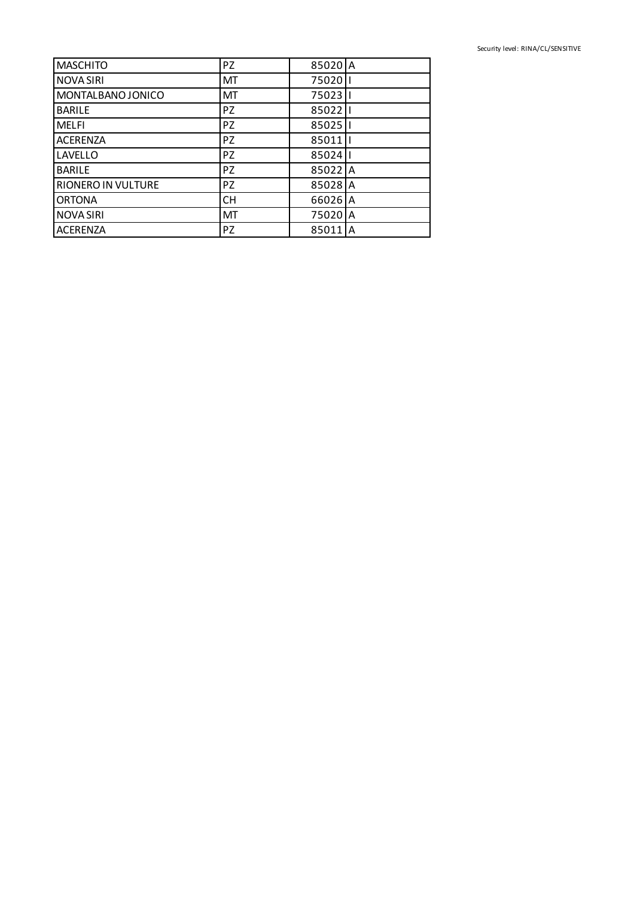| MASCHITO | PZ | 85020 | A |
|---|---|---|---|
| NOVA SIRI | MT | 75020 | I |
| MONTALBANO JONICO | MT | 75023 | I |
| BARILE | PZ | 85022 | I |
| MELFI | PZ | 85025 | I |
| ACERENZA | PZ | 85011 | I |
| LAVELLO | PZ | 85024 | I |
| BARILE | PZ | 85022 | A |
| RIONERO IN VULTURE | PZ | 85028 | A |
| ORTONA | CH | 66026 | A |
| NOVA SIRI | MT | 75020 | A |
| ACERENZA | PZ | 85011 | A |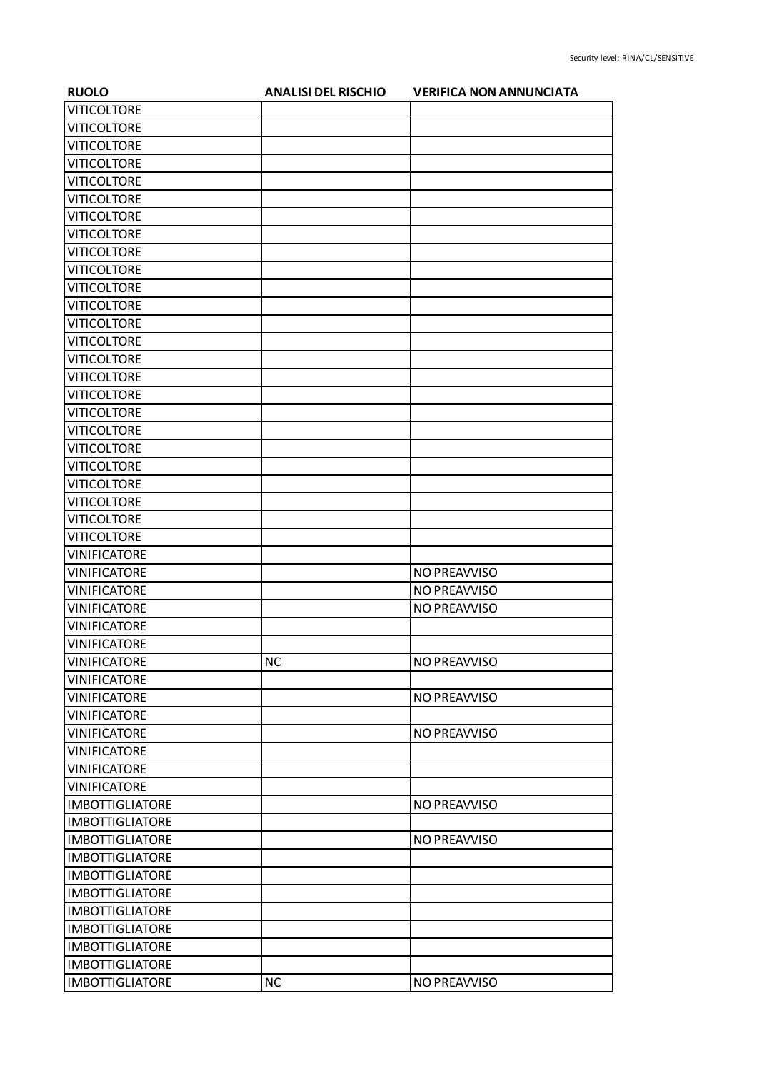| RUOLO | ANALISI DEL RISCHIO | VERIFICA NON ANNUNCIATA |
|---|---|---|
| VITICOLTORE | | |
| VITICOLTORE | | |
| VITICOLTORE | | |
| VITICOLTORE | | |
| VITICOLTORE | | |
| VITICOLTORE | | |
| VITICOLTORE | | |
| VITICOLTORE | | |
| VITICOLTORE | | |
| VITICOLTORE | | |
| VITICOLTORE | | |
| VITICOLTORE | | |
| VITICOLTORE | | |
| VITICOLTORE | | |
| VITICOLTORE | | |
| VITICOLTORE | | |
| VITICOLTORE | | |
| VITICOLTORE | | |
| VITICOLTORE | | |
| VITICOLTORE | | |
| VITICOLTORE | | |
| VITICOLTORE | | |
| VITICOLTORE | | |
| VITICOLTORE | | |
| VITICOLTORE | | |
| VINIFICATORE | | |
| VINIFICATORE | | NO PREAVVISO |
| VINIFICATORE | | NO PREAVVISO |
| VINIFICATORE | | NO PREAVVISO |
| VINIFICATORE | | |
| VINIFICATORE | | |
| VINIFICATORE | NC | NO PREAVVISO |
| VINIFICATORE | | |
| VINIFICATORE | | NO PREAVVISO |
| VINIFICATORE | | |
| VINIFICATORE | | NO PREAVVISO |
| VINIFICATORE | | |
| VINIFICATORE | | |
| VINIFICATORE | | |
| IMBOTTIGLIATORE | | NO PREAVVISO |
| IMBOTTIGLIATORE | | |
| IMBOTTIGLIATORE | | NO PREAVVISO |
| IMBOTTIGLIATORE | | |
| IMBOTTIGLIATORE | | |
| IMBOTTIGLIATORE | | |
| IMBOTTIGLIATORE | | |
| IMBOTTIGLIATORE | | |
| IMBOTTIGLIATORE | | |
| IMBOTTIGLIATORE | | |
| IMBOTTIGLIATORE | NC | NO PREAVVISO |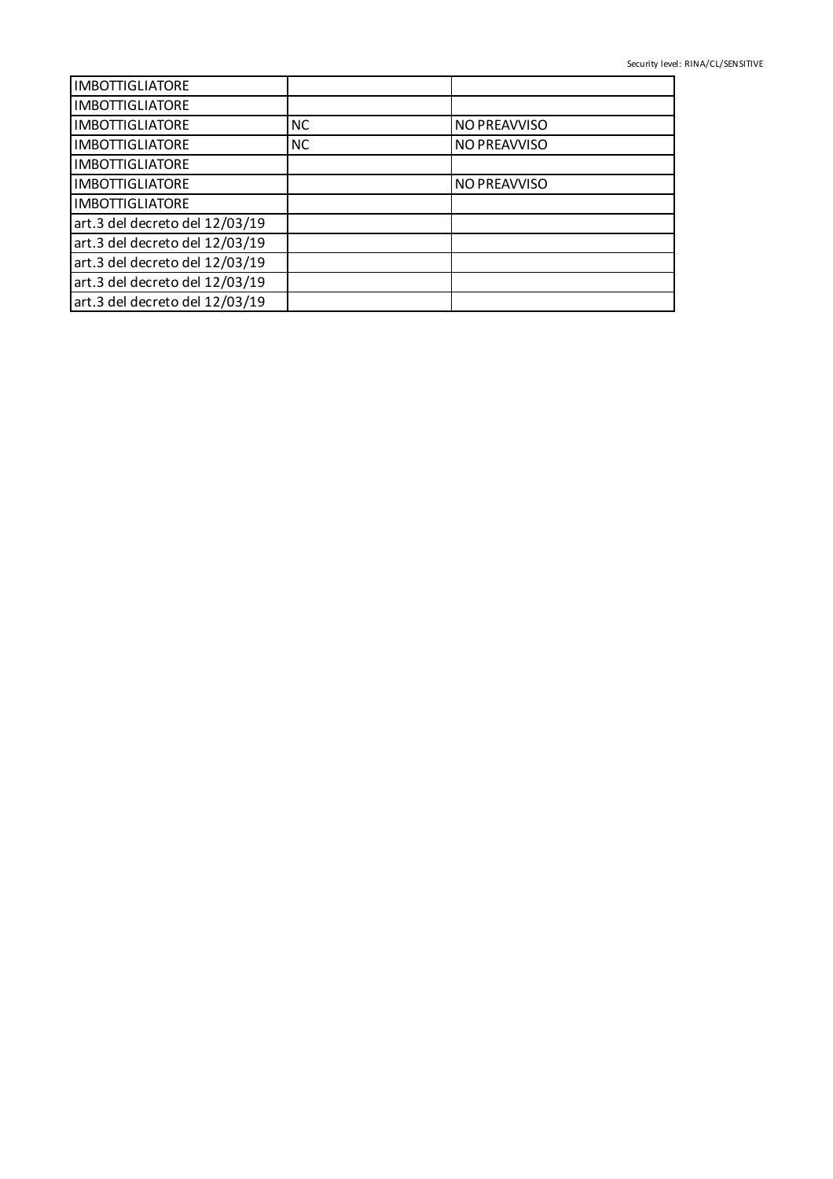| | | |
|---|---|---|
| IMBOTTIGLIATORE | | |
| IMBOTTIGLIATORE | | |
| IMBOTTIGLIATORE | NC | NO PREAVVISO |
| IMBOTTIGLIATORE | NC | NO PREAVVISO |
| IMBOTTIGLIATORE | | |
| IMBOTTIGLIATORE | | NO PREAVVISO |
| IMBOTTIGLIATORE | | |
| art.3 del decreto del 12/03/19 | | |
| art.3 del decreto del 12/03/19 | | |
| art.3 del decreto del 12/03/19 | | |
| art.3 del decreto del 12/03/19 | | |
| art.3 del decreto del 12/03/19 | | |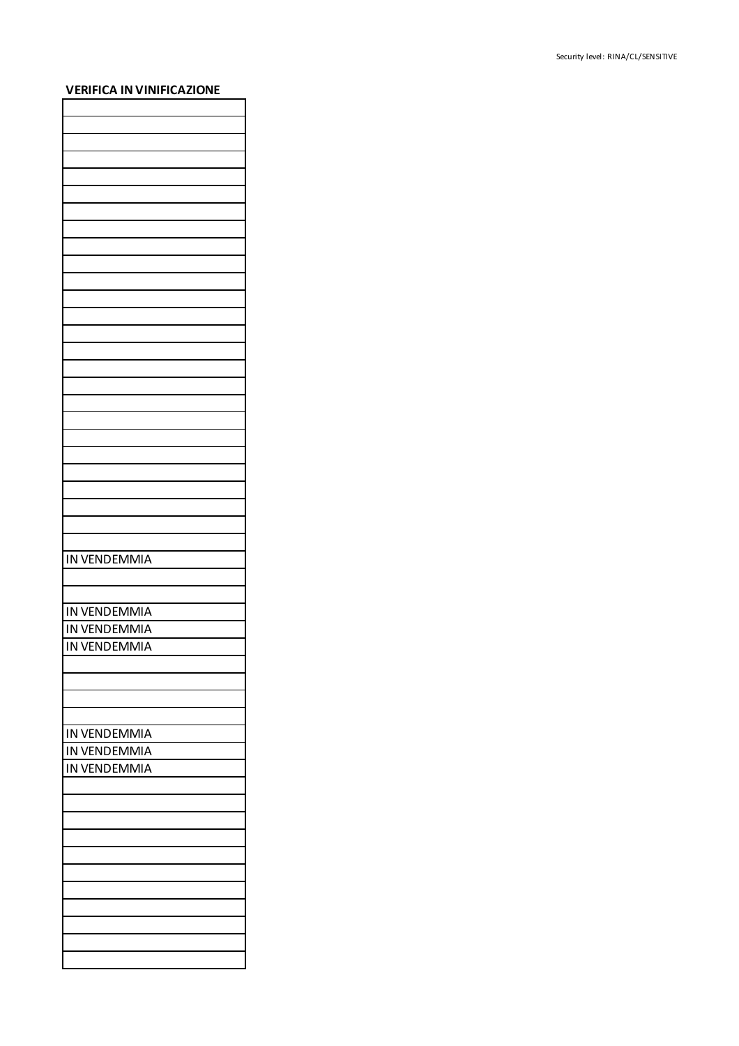| VERIFICA IN VINIFICAZIONE |
|---|
| |
| |
| |
| |
| |
| |
| |
| |
| |
| |
| |
| |
| |
| |
| |
| |
| |
| |
| |
| |
| |
| |
| |
| |
| |
| |
| IN VENDEMMIA |
| |
| |
| IN VENDEMMIA |
| IN VENDEMMIA |
| IN VENDEMMIA |
| |
| |
| |
| |
| IN VENDEMMIA |
| IN VENDEMMIA |
| IN VENDEMMIA |
| |
| |
| |
| |
| |
| |
| |
| |
| |
| |
| |